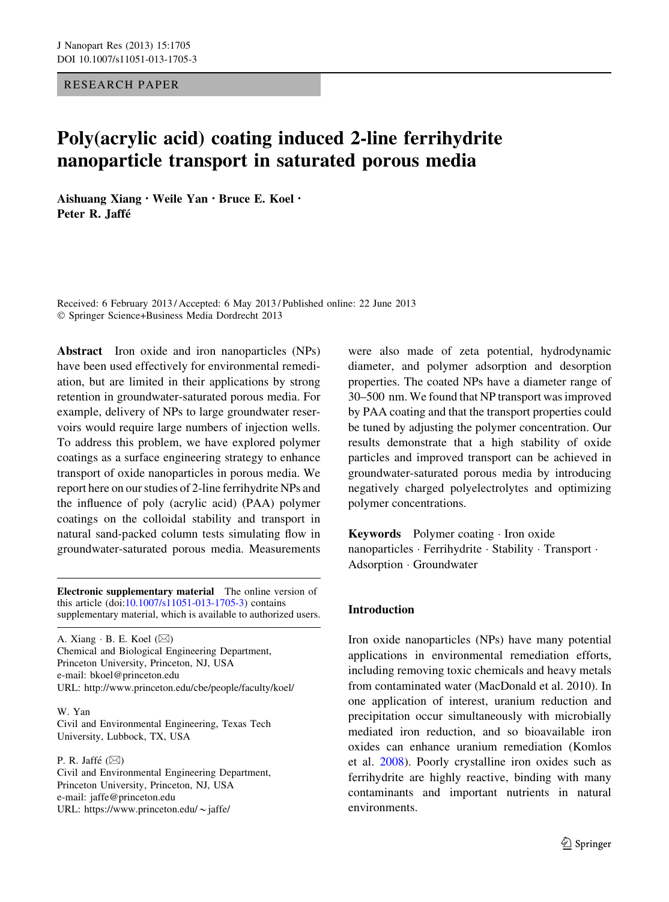RESEARCH PAPER

# Poly(acrylic acid) coating induced 2-line ferrihydrite nanoparticle transport in saturated porous media

**Aishuang Xiang · Weile Yan · Bruce E. Koel · Peter R. Jaffé**

Received: 6 February 2013 / Accepted: 6 May 2013 / Published online: 22 June 2013
© Springer Science+Business Media Dordrecht 2013

**Abstract** Iron oxide and iron nanoparticles (NPs) have been used effectively for environmental remediation, but are limited in their applications by strong retention in groundwater-saturated porous media. For example, delivery of NPs to large groundwater reservoirs would require large numbers of injection wells. To address this problem, we have explored polymer coatings as a surface engineering strategy to enhance transport of oxide nanoparticles in porous media. We report here on our studies of 2-line ferrihydrite NPs and the influence of poly (acrylic acid) (PAA) polymer coatings on the colloidal stability and transport in natural sand-packed column tests simulating flow in groundwater-saturated porous media. Measurements were also made of zeta potential, hydrodynamic diameter, and polymer adsorption and desorption properties. The coated NPs have a diameter range of 30–500 nm. We found that NP transport was improved by PAA coating and that the transport properties could be tuned by adjusting the polymer concentration. Our results demonstrate that a high stability of oxide particles and improved transport can be achieved in groundwater-saturated porous media by introducing negatively charged polyelectrolytes and optimizing polymer concentrations.

**Keywords** Polymer coating · Iron oxide nanoparticles · Ferrihydrite · Stability · Transport · Adsorption · Groundwater

**Electronic supplementary material** The online version of this article (doi:10.1007/s11051-013-1705-3) contains supplementary material, which is available to authorized users.

A. Xiang · B. E. Koel (✉)
Chemical and Biological Engineering Department, Princeton University, Princeton, NJ, USA
e-mail: bkoel@princeton.edu
URL: http://www.princeton.edu/cbe/people/faculty/koel/

W. Yan
Civil and Environmental Engineering, Texas Tech University, Lubbock, TX, USA

P. R. Jaffé (✉)
Civil and Environmental Engineering Department, Princeton University, Princeton, NJ, USA
e-mail: jaffe@princeton.edu
URL: https://www.princeton.edu/~jaffe/

## Introduction

Iron oxide nanoparticles (NPs) have many potential applications in environmental remediation efforts, including removing toxic chemicals and heavy metals from contaminated water (MacDonald et al. 2010). In one application of interest, uranium reduction and precipitation occur simultaneously with microbially mediated iron reduction, and so bioavailable iron oxides can enhance uranium remediation (Komlos et al. 2008). Poorly crystalline iron oxides such as ferrihydrite are highly reactive, binding with many contaminants and important nutrients in natural environments.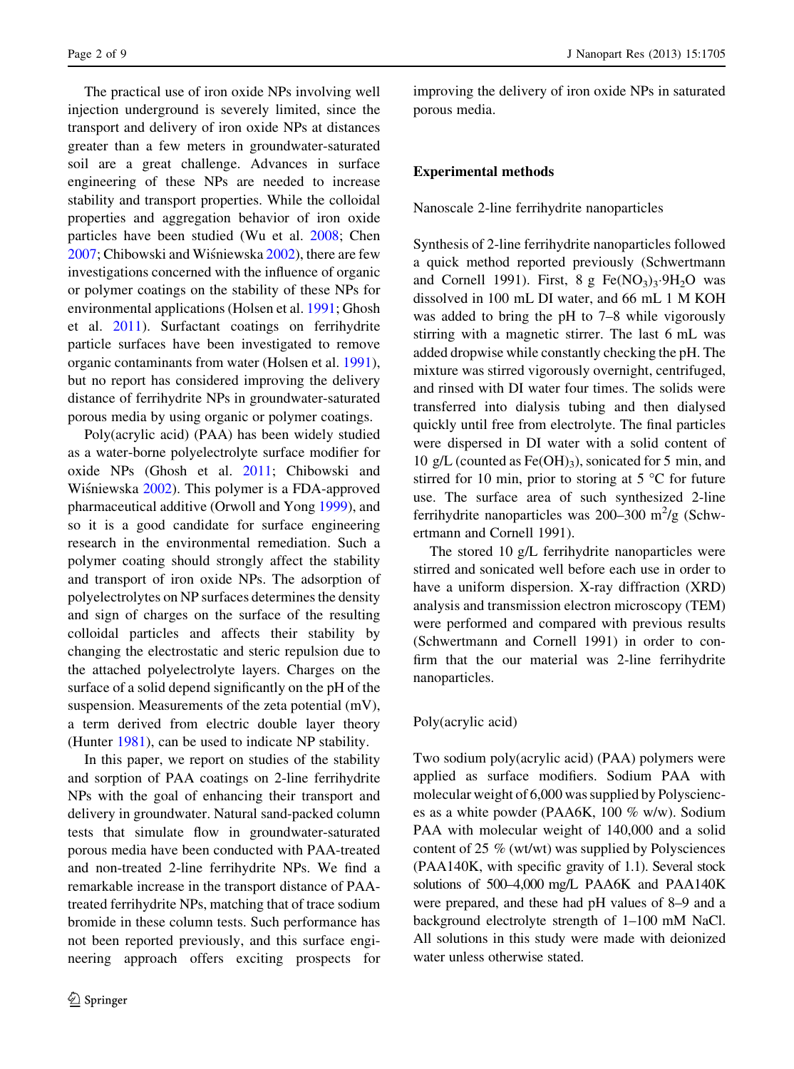The practical use of iron oxide NPs involving well injection underground is severely limited, since the transport and delivery of iron oxide NPs at distances greater than a few meters in groundwater-saturated soil are a great challenge. Advances in surface engineering of these NPs are needed to increase stability and transport properties. While the colloidal properties and aggregation behavior of iron oxide particles have been studied (Wu et al. 2008; Chen 2007; Chibowski and Wiśniewska 2002), there are few investigations concerned with the influence of organic or polymer coatings on the stability of these NPs for environmental applications (Holsen et al. 1991; Ghosh et al. 2011). Surfactant coatings on ferrihydrite particle surfaces have been investigated to remove organic contaminants from water (Holsen et al. 1991), but no report has considered improving the delivery distance of ferrihydrite NPs in groundwater-saturated porous media by using organic or polymer coatings.

Poly(acrylic acid) (PAA) has been widely studied as a water-borne polyelectrolyte surface modifier for oxide NPs (Ghosh et al. 2011; Chibowski and Wiśniewska 2002). This polymer is a FDA-approved pharmaceutical additive (Orwoll and Yong 1999), and so it is a good candidate for surface engineering research in the environmental remediation. Such a polymer coating should strongly affect the stability and transport of iron oxide NPs. The adsorption of polyelectrolytes on NP surfaces determines the density and sign of charges on the surface of the resulting colloidal particles and affects their stability by changing the electrostatic and steric repulsion due to the attached polyelectrolyte layers. Charges on the surface of a solid depend significantly on the pH of the suspension. Measurements of the zeta potential (mV), a term derived from electric double layer theory (Hunter 1981), can be used to indicate NP stability.

In this paper, we report on studies of the stability and sorption of PAA coatings on 2-line ferrihydrite NPs with the goal of enhancing their transport and delivery in groundwater. Natural sand-packed column tests that simulate flow in groundwater-saturated porous media have been conducted with PAA-treated and non-treated 2-line ferrihydrite NPs. We find a remarkable increase in the transport distance of PAA-treated ferrihydrite NPs, matching that of trace sodium bromide in these column tests. Such performance has not been reported previously, and this surface engineering approach offers exciting prospects for improving the delivery of iron oxide NPs in saturated porous media.

## Experimental methods

### Nanoscale 2-line ferrihydrite nanoparticles

Synthesis of 2-line ferrihydrite nanoparticles followed a quick method reported previously (Schwertmann and Cornell 1991). First, 8 g $Fe(NO_3)_3 \cdot 9H_2O$ was dissolved in 100 mL DI water, and 66 mL 1 M KOH was added to bring the pH to 7–8 while vigorously stirring with a magnetic stirrer. The last 6 mL was added dropwise while constantly checking the pH. The mixture was stirred vigorously overnight, centrifuged, and rinsed with DI water four times. The solids were transferred into dialysis tubing and then dialysed quickly until free from electrolyte. The final particles were dispersed in DI water with a solid content of 10 g/L (counted as $Fe(OH)_3$), sonicated for 5 min, and stirred for 10 min, prior to storing at 5 °C for future use. The surface area of such synthesized 2-line ferrihydrite nanoparticles was 200–300 $m^2$/g (Schwertmann and Cornell 1991).

The stored 10 g/L ferrihydrite nanoparticles were stirred and sonicated well before each use in order to have a uniform dispersion. X-ray diffraction (XRD) analysis and transmission electron microscopy (TEM) were performed and compared with previous results (Schwertmann and Cornell 1991) in order to confirm that the our material was 2-line ferrihydrite nanoparticles.

### Poly(acrylic acid)

Two sodium poly(acrylic acid) (PAA) polymers were applied as surface modifiers. Sodium PAA with molecular weight of 6,000 was supplied by Polysciences as a white powder (PAA6K, 100 % w/w). Sodium PAA with molecular weight of 140,000 and a solid content of 25 % (wt/wt) was supplied by Polysciences (PAA140K, with specific gravity of 1.1). Several stock solutions of 500–4,000 mg/L PAA6K and PAA140K were prepared, and these had pH values of 8–9 and a background electrolyte strength of 1–100 mM NaCl. All solutions in this study were made with deionized water unless otherwise stated.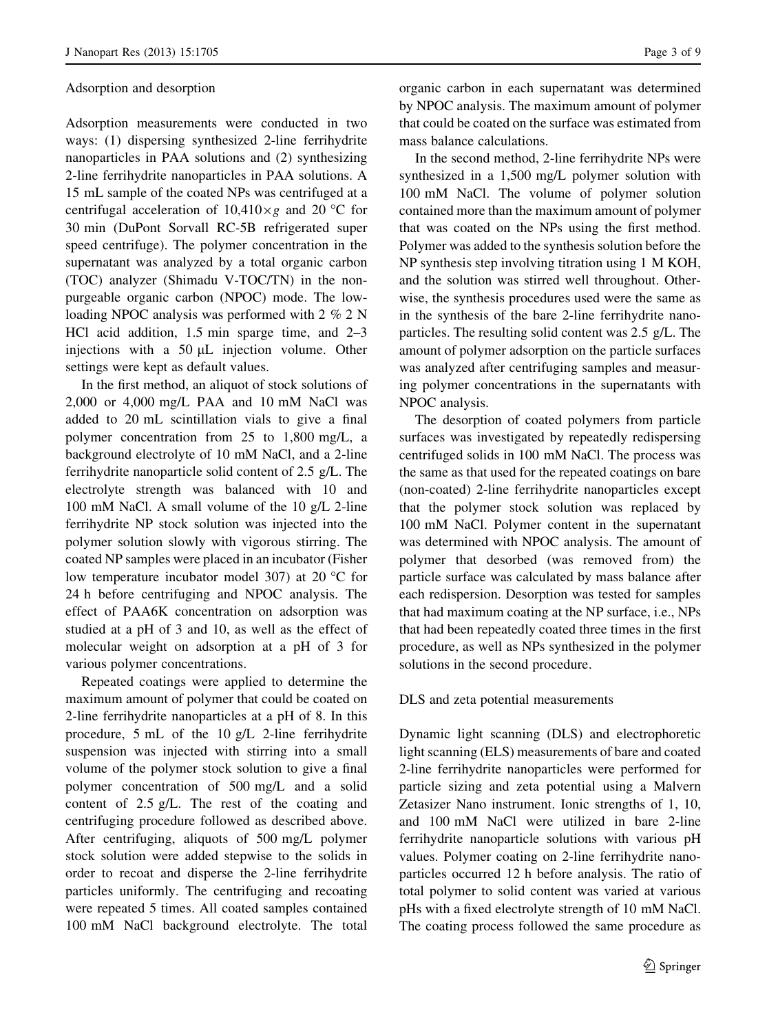### Adsorption and desorption

Adsorption measurements were conducted in two ways: (1) dispersing synthesized 2-line ferrihydrite nanoparticles in PAA solutions and (2) synthesizing 2-line ferrihydrite nanoparticles in PAA solutions. A 15 mL sample of the coated NPs was centrifuged at a centrifugal acceleration of $10{,}410 \times g$ and 20 °C for 30 min (DuPont Sorvall RC-5B refrigerated super speed centrifuge). The polymer concentration in the supernatant was analyzed by a total organic carbon (TOC) analyzer (Shimadu V-TOC/TN) in the non-purgeable organic carbon (NPOC) mode. The low-loading NPOC analysis was performed with 2 % 2 N HCl acid addition, 1.5 min sparge time, and 2–3 injections with a 50 μL injection volume. Other settings were kept as default values.

In the first method, an aliquot of stock solutions of 2,000 or 4,000 mg/L PAA and 10 mM NaCl was added to 20 mL scintillation vials to give a final polymer concentration from 25 to 1,800 mg/L, a background electrolyte of 10 mM NaCl, and a 2-line ferrihydrite nanoparticle solid content of 2.5 g/L. The electrolyte strength was balanced with 10 and 100 mM NaCl. A small volume of the 10 g/L 2-line ferrihydrite NP stock solution was injected into the polymer solution slowly with vigorous stirring. The coated NP samples were placed in an incubator (Fisher low temperature incubator model 307) at 20 °C for 24 h before centrifuging and NPOC analysis. The effect of PAA6K concentration on adsorption was studied at a pH of 3 and 10, as well as the effect of molecular weight on adsorption at a pH of 3 for various polymer concentrations.

Repeated coatings were applied to determine the maximum amount of polymer that could be coated on 2-line ferrihydrite nanoparticles at a pH of 8. In this procedure, 5 mL of the 10 g/L 2-line ferrihydrite suspension was injected with stirring into a small volume of the polymer stock solution to give a final polymer concentration of 500 mg/L and a solid content of 2.5 g/L. The rest of the coating and centrifuging procedure followed as described above. After centrifuging, aliquots of 500 mg/L polymer stock solution were added stepwise to the solids in order to recoat and disperse the 2-line ferrihydrite particles uniformly. The centrifuging and recoating were repeated 5 times. All coated samples contained 100 mM NaCl background electrolyte. The total organic carbon in each supernatant was determined by NPOC analysis. The maximum amount of polymer that could be coated on the surface was estimated from mass balance calculations.

In the second method, 2-line ferrihydrite NPs were synthesized in a 1,500 mg/L polymer solution with 100 mM NaCl. The volume of polymer solution contained more than the maximum amount of polymer that was coated on the NPs using the first method. Polymer was added to the synthesis solution before the NP synthesis step involving titration using 1 M KOH, and the solution was stirred well throughout. Otherwise, the synthesis procedures used were the same as in the synthesis of the bare 2-line ferrihydrite nanoparticles. The resulting solid content was 2.5 g/L. The amount of polymer adsorption on the particle surfaces was analyzed after centrifuging samples and measuring polymer concentrations in the supernatants with NPOC analysis.

The desorption of coated polymers from particle surfaces was investigated by repeatedly redispersing centrifuged solids in 100 mM NaCl. The process was the same as that used for the repeated coatings on bare (non-coated) 2-line ferrihydrite nanoparticles except that the polymer stock solution was replaced by 100 mM NaCl. Polymer content in the supernatant was determined with NPOC analysis. The amount of polymer that desorbed (was removed from) the particle surface was calculated by mass balance after each redispersion. Desorption was tested for samples that had maximum coating at the NP surface, i.e., NPs that had been repeatedly coated three times in the first procedure, as well as NPs synthesized in the polymer solutions in the second procedure.

### DLS and zeta potential measurements

Dynamic light scanning (DLS) and electrophoretic light scanning (ELS) measurements of bare and coated 2-line ferrihydrite nanoparticles were performed for particle sizing and zeta potential using a Malvern Zetasizer Nano instrument. Ionic strengths of 1, 10, and 100 mM NaCl were utilized in bare 2-line ferrihydrite nanoparticle solutions with various pH values. Polymer coating on 2-line ferrihydrite nanoparticles occurred 12 h before analysis. The ratio of total polymer to solid content was varied at various pHs with a fixed electrolyte strength of 10 mM NaCl. The coating process followed the same procedure as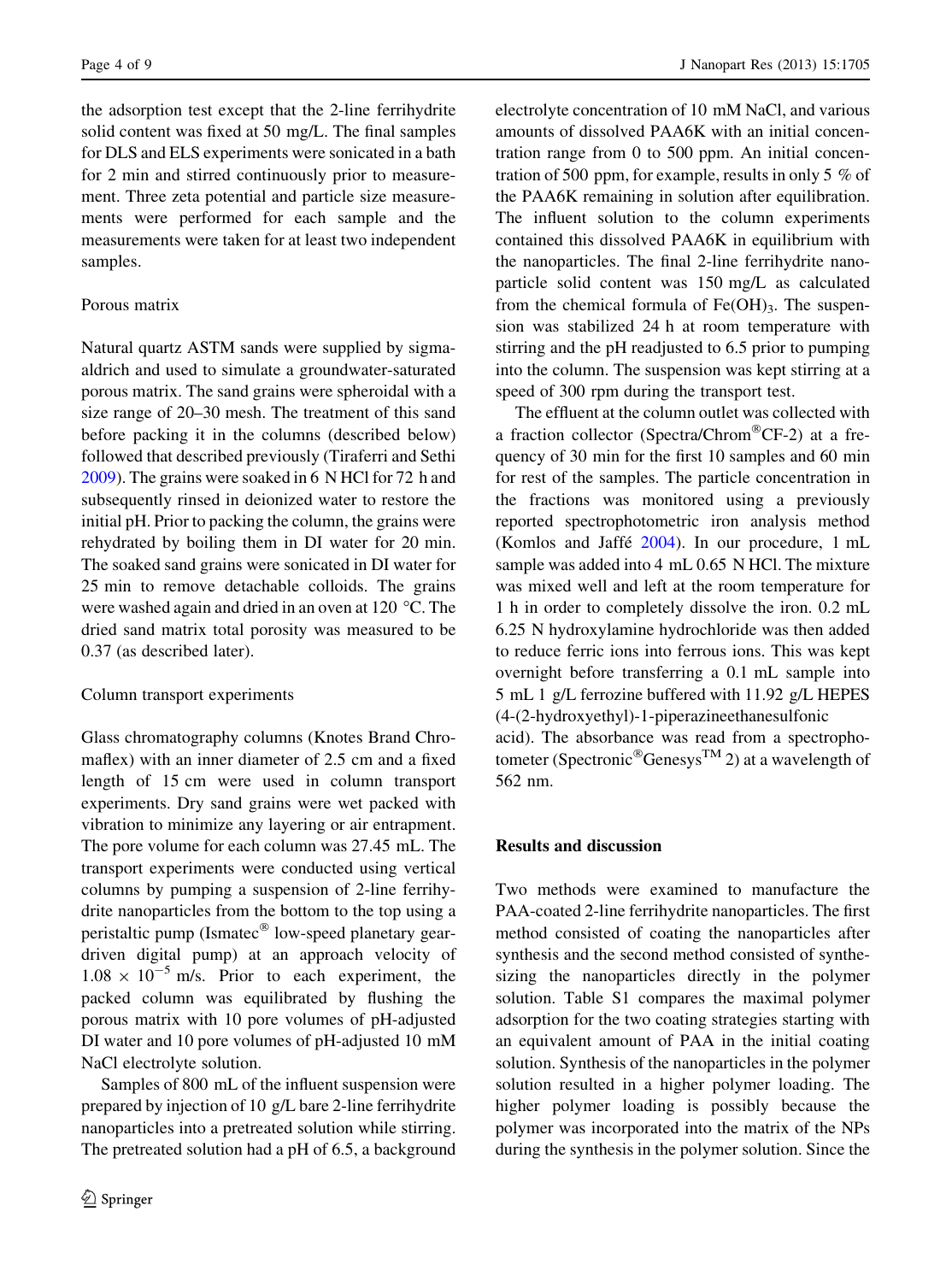the adsorption test except that the 2-line ferrihydrite solid content was fixed at 50 mg/L. The final samples for DLS and ELS experiments were sonicated in a bath for 2 min and stirred continuously prior to measurement. Three zeta potential and particle size measurements were performed for each sample and the measurements were taken for at least two independent samples.

### Porous matrix

Natural quartz ASTM sands were supplied by sigma-aldrich and used to simulate a groundwater-saturated porous matrix. The sand grains were spheroidal with a size range of 20–30 mesh. The treatment of this sand before packing it in the columns (described below) followed that described previously (Tiraferri and Sethi 2009). The grains were soaked in 6 N HCl for 72 h and subsequently rinsed in deionized water to restore the initial pH. Prior to packing the column, the grains were rehydrated by boiling them in DI water for 20 min. The soaked sand grains were sonicated in DI water for 25 min to remove detachable colloids. The grains were washed again and dried in an oven at 120 °C. The dried sand matrix total porosity was measured to be 0.37 (as described later).

### Column transport experiments

Glass chromatography columns (Knotes Brand Chromaflex) with an inner diameter of 2.5 cm and a fixed length of 15 cm were used in column transport experiments. Dry sand grains were wet packed with vibration to minimize any layering or air entrapment. The pore volume for each column was 27.45 mL. The transport experiments were conducted using vertical columns by pumping a suspension of 2-line ferrihydrite nanoparticles from the bottom to the top using a peristaltic pump (Ismatec® low-speed planetary gear-driven digital pump) at an approach velocity of $1.08 \times 10^{-5}$ m/s. Prior to each experiment, the packed column was equilibrated by flushing the porous matrix with 10 pore volumes of pH-adjusted DI water and 10 pore volumes of pH-adjusted 10 mM NaCl electrolyte solution.

Samples of 800 mL of the influent suspension were prepared by injection of 10 g/L bare 2-line ferrihydrite nanoparticles into a pretreated solution while stirring. The pretreated solution had a pH of 6.5, a background electrolyte concentration of 10 mM NaCl, and various amounts of dissolved PAA6K with an initial concentration range from 0 to 500 ppm. An initial concentration of 500 ppm, for example, results in only 5 % of the PAA6K remaining in solution after equilibration. The influent solution to the column experiments contained this dissolved PAA6K in equilibrium with the nanoparticles. The final 2-line ferrihydrite nanoparticle solid content was 150 mg/L as calculated from the chemical formula of $Fe(OH)_3$. The suspension was stabilized 24 h at room temperature with stirring and the pH readjusted to 6.5 prior to pumping into the column. The suspension was kept stirring at a speed of 300 rpm during the transport test.

The effluent at the column outlet was collected with a fraction collector (Spectra/Chrom® CF-2) at a frequency of 30 min for the first 10 samples and 60 min for rest of the samples. The particle concentration in the fractions was monitored using a previously reported spectrophotometric iron analysis method (Komlos and Jaffé 2004). In our procedure, 1 mL sample was added into 4 mL 0.65 N HCl. The mixture was mixed well and left at the room temperature for 1 h in order to completely dissolve the iron. 0.2 mL 6.25 N hydroxylamine hydrochloride was then added to reduce ferric ions into ferrous ions. This was kept overnight before transferring a 0.1 mL sample into 5 mL 1 g/L ferrozine buffered with 11.92 g/L HEPES (4-(2-hydroxyethyl)-1-piperazineethanesulfonic acid). The absorbance was read from a spectrophotometer (Spectronic® Genesys™ 2) at a wavelength of 562 nm.

## Results and discussion

Two methods were examined to manufacture the PAA-coated 2-line ferrihydrite nanoparticles. The first method consisted of coating the nanoparticles after synthesis and the second method consisted of synthesizing the nanoparticles directly in the polymer solution. Table S1 compares the maximal polymer adsorption for the two coating strategies starting with an equivalent amount of PAA in the initial coating solution. Synthesis of the nanoparticles in the polymer solution resulted in a higher polymer loading. The higher polymer loading is possibly because the polymer was incorporated into the matrix of the NPs during the synthesis in the polymer solution. Since the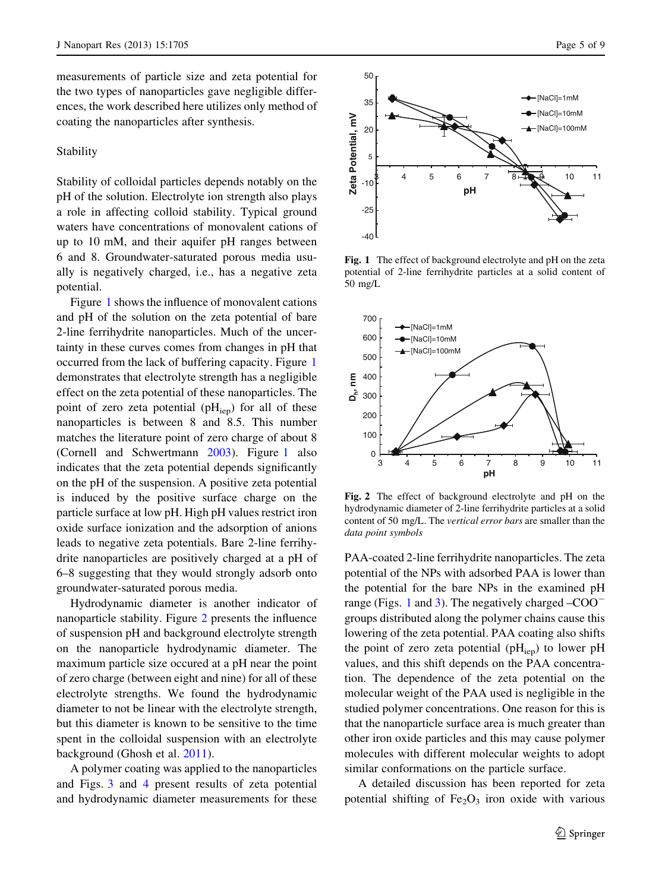measurements of particle size and zeta potential for the two types of nanoparticles gave negligible differences, the work described here utilizes only method of coating the nanoparticles after synthesis.

## Stability

Stability of colloidal particles depends notably on the pH of the solution. Electrolyte ion strength also plays a role in affecting colloid stability. Typical ground waters have concentrations of monovalent cations of up to 10 mM, and their aquifer pH ranges between 6 and 8. Groundwater-saturated porous media usually is negatively charged, i.e., has a negative zeta potential.

Figure 1 shows the influence of monovalent cations and pH of the solution on the zeta potential of bare 2-line ferrihydrite nanoparticles. Much of the uncertainty in these curves comes from changes in pH that occurred from the lack of buffering capacity. Figure 1 demonstrates that electrolyte strength has a negligible effect on the zeta potential of these nanoparticles. The point of zero zeta potential ($pH_{iep}$) for all of these nanoparticles is between 8 and 8.5. This number matches the literature point of zero charge of about 8 (Cornell and Schwertmann 2003). Figure 1 also indicates that the zeta potential depends significantly on the pH of the suspension. A positive zeta potential is induced by the positive surface charge on the particle surface at low pH. High pH values restrict iron oxide surface ionization and the adsorption of anions leads to negative zeta potentials. Bare 2-line ferrihydrite nanoparticles are positively charged at a pH of 6–8 suggesting that they would strongly adsorb onto groundwater-saturated porous media.

Hydrodynamic diameter is another indicator of nanoparticle stability. Figure 2 presents the influence of suspension pH and background electrolyte strength on the nanoparticle hydrodynamic diameter. The maximum particle size occured at a pH near the point of zero charge (between eight and nine) for all of these electrolyte strengths. We found the hydrodynamic diameter to not be linear with the electrolyte strength, but this diameter is known to be sensitive to the time spent in the colloidal suspension with an electrolyte background (Ghosh et al. 2011).

A polymer coating was applied to the nanoparticles and Figs. 3 and 4 present results of zeta potential and hydrodynamic diameter measurements for these

**Fig. 1** The effect of background electrolyte and pH on the zeta potential of 2-line ferrihydrite particles at a solid content of 50 mg/L

**Fig. 2** The effect of background electrolyte and pH on the hydrodynamic diameter of 2-line ferrihydrite particles at a solid content of 50 mg/L. The *vertical error bars* are smaller than the *data point symbols*

PAA-coated 2-line ferrihydrite nanoparticles. The zeta potential of the NPs with adsorbed PAA is lower than the potential for the bare NPs in the examined pH range (Figs. 1 and 3). The negatively charged $-COO^{-}$ groups distributed along the polymer chains cause this lowering of the zeta potential. PAA coating also shifts the point of zero zeta potential ($pH_{iep}$) to lower pH values, and this shift depends on the PAA concentration. The dependence of the zeta potential on the molecular weight of the PAA used is negligible in the studied polymer concentrations. One reason for this is that the nanoparticle surface area is much greater than other iron oxide particles and this may cause polymer molecules with different molecular weights to adopt similar conformations on the particle surface.

A detailed discussion has been reported for zeta potential shifting of $Fe_2O_3$ iron oxide with various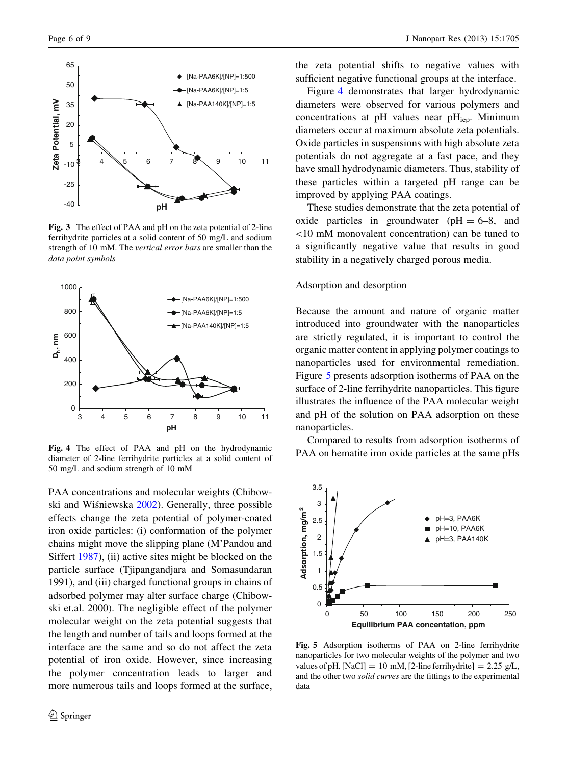Fig. 3 The effect of PAA and pH on the zeta potential of 2-line ferrihydrite particles at a solid content of 50 mg/L and sodium strength of 10 mM. The *vertical error bars* are smaller than the *data point symbols*

Fig. 4 The effect of PAA and pH on the hydrodynamic diameter of 2-line ferrihydrite particles at a solid content of 50 mg/L and sodium strength of 10 mM

PAA concentrations and molecular weights (Chibowski and Wiśniewska 2002). Generally, three possible effects change the zeta potential of polymer-coated iron oxide particles: (i) conformation of the polymer chains might move the slipping plane (M'Pandou and Siffert 1987), (ii) active sites might be blocked on the particle surface (Tjipangandjara and Somasundaran 1991), and (iii) charged functional groups in chains of adsorbed polymer may alter surface charge (Chibowski et.al. 2000). The negligible effect of the polymer molecular weight on the zeta potential suggests that the length and number of tails and loops formed at the interface are the same and so do not affect the zeta potential of iron oxide. However, since increasing the polymer concentration leads to larger and more numerous tails and loops formed at the surface, the zeta potential shifts to negative values with sufficient negative functional groups at the interface.

Figure 4 demonstrates that larger hydrodynamic diameters were observed for various polymers and concentrations at pH values near $pH_{iep}$. Minimum diameters occur at maximum absolute zeta potentials. Oxide particles in suspensions with high absolute zeta potentials do not aggregate at a fast pace, and they have small hydrodynamic diameters. Thus, stability of these particles within a targeted pH range can be improved by applying PAA coatings.

These studies demonstrate that the zeta potential of oxide particles in groundwater (pH = 6–8, and <10 mM monovalent concentration) can be tuned to a significantly negative value that results in good stability in a negatively charged porous media.

### Adsorption and desorption

Because the amount and nature of organic matter introduced into groundwater with the nanoparticles are strictly regulated, it is important to control the organic matter content in applying polymer coatings to nanoparticles used for environmental remediation. Figure 5 presents adsorption isotherms of PAA on the surface of 2-line ferrihydrite nanoparticles. This figure illustrates the influence of the PAA molecular weight and pH of the solution on PAA adsorption on these nanoparticles.

Compared to results from adsorption isotherms of PAA on hematite iron oxide particles at the same pHs

Fig. 5 Adsorption isotherms of PAA on 2-line ferrihydrite nanoparticles for two molecular weights of the polymer and two values of pH. [NaCl] = 10 mM, [2-line ferrihydrite] = 2.25 g/L, and the other two *solid curves* are the fittings to the experimental data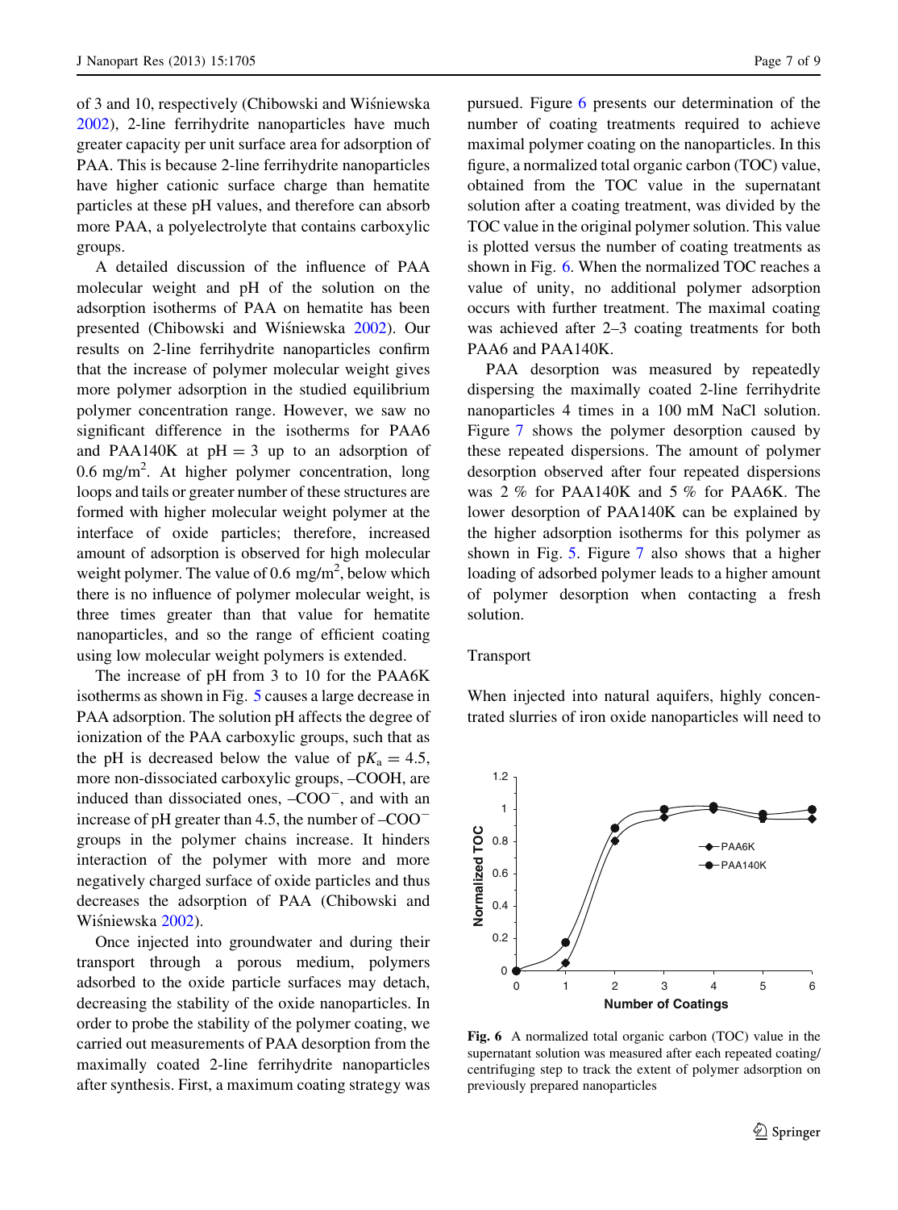of 3 and 10, respectively (Chibowski and Wiśniewska 2002), 2-line ferrihydrite nanoparticles have much greater capacity per unit surface area for adsorption of PAA. This is because 2-line ferrihydrite nanoparticles have higher cationic surface charge than hematite particles at these pH values, and therefore can absorb more PAA, a polyelectrolyte that contains carboxylic groups.

A detailed discussion of the influence of PAA molecular weight and pH of the solution on the adsorption isotherms of PAA on hematite has been presented (Chibowski and Wiśniewska 2002). Our results on 2-line ferrihydrite nanoparticles confirm that the increase of polymer molecular weight gives more polymer adsorption in the studied equilibrium polymer concentration range. However, we saw no significant difference in the isotherms for PAA6 and PAA140K at pH = 3 up to an adsorption of 0.6 $mg/m^2$. At higher polymer concentration, long loops and tails or greater number of these structures are formed with higher molecular weight polymer at the interface of oxide particles; therefore, increased amount of adsorption is observed for high molecular weight polymer. The value of 0.6 $mg/m^2$, below which there is no influence of polymer molecular weight, is three times greater than that value for hematite nanoparticles, and so the range of efficient coating using low molecular weight polymers is extended.

The increase of pH from 3 to 10 for the PAA6K isotherms as shown in Fig. 5 causes a large decrease in PAA adsorption. The solution pH affects the degree of ionization of the PAA carboxylic groups, such that as the pH is decreased below the value of $pK_a = 4.5$, more non-dissociated carboxylic groups, –COOH, are induced than dissociated ones, $–COO^-$, and with an increase of pH greater than 4.5, the number of $–COO^-$ groups in the polymer chains increase. It hinders interaction of the polymer with more and more negatively charged surface of oxide particles and thus decreases the adsorption of PAA (Chibowski and Wiśniewska 2002).

Once injected into groundwater and during their transport through a porous medium, polymers adsorbed to the oxide particle surfaces may detach, decreasing the stability of the oxide nanoparticles. In order to probe the stability of the polymer coating, we carried out measurements of PAA desorption from the maximally coated 2-line ferrihydrite nanoparticles after synthesis. First, a maximum coating strategy was pursued. Figure 6 presents our determination of the number of coating treatments required to achieve maximal polymer coating on the nanoparticles. In this figure, a normalized total organic carbon (TOC) value, obtained from the TOC value in the supernatant solution after a coating treatment, was divided by the TOC value in the original polymer solution. This value is plotted versus the number of coating treatments as shown in Fig. 6. When the normalized TOC reaches a value of unity, no additional polymer adsorption occurs with further treatment. The maximal coating was achieved after 2–3 coating treatments for both PAA6 and PAA140K.

PAA desorption was measured by repeatedly dispersing the maximally coated 2-line ferrihydrite nanoparticles 4 times in a 100 mM NaCl solution. Figure 7 shows the polymer desorption caused by these repeated dispersions. The amount of polymer desorption observed after four repeated dispersions was 2 % for PAA140K and 5 % for PAA6K. The lower desorption of PAA140K can be explained by the higher adsorption isotherms for this polymer as shown in Fig. 5. Figure 7 also shows that a higher loading of adsorbed polymer leads to a higher amount of polymer desorption when contacting a fresh solution.

## Transport

When injected into natural aquifers, highly concentrated slurries of iron oxide nanoparticles will need to

**Fig. 6** A normalized total organic carbon (TOC) value in the supernatant solution was measured after each repeated coating/centrifuging step to track the extent of polymer adsorption on previously prepared nanoparticles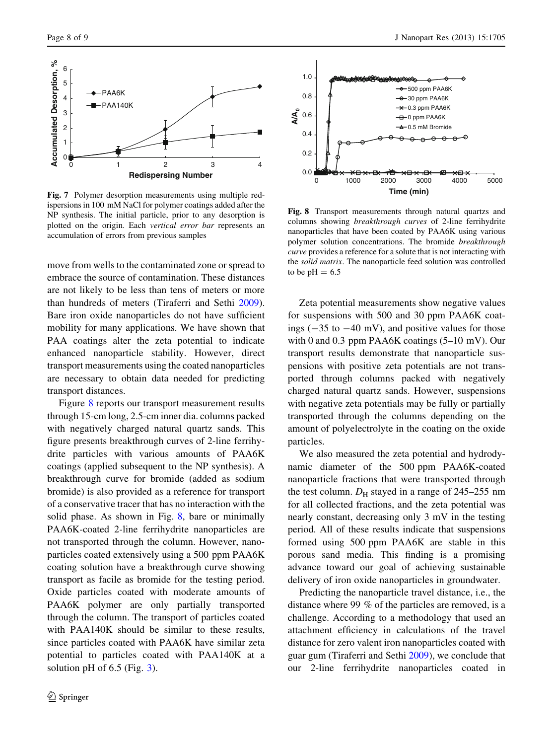Fig. 7 Polymer desorption measurements using multiple redispersions in 100 mM NaCl for polymer coatings added after the NP synthesis. The initial particle, prior to any desorption is plotted on the origin. Each *vertical error bar* represents an accumulation of errors from previous samples

Fig. 8 Transport measurements through natural quartzs and columns showing *breakthrough curves* of 2-line ferrihydrite nanoparticles that have been coated by PAA6K using various polymer solution concentrations. The bromide *breakthrough curve* provides a reference for a solute that is not interacting with the *solid matrix*. The nanoparticle feed solution was controlled to be pH = 6.5

move from wells to the contaminated zone or spread to embrace the source of contamination. These distances are not likely to be less than tens of meters or more than hundreds of meters (Tiraferri and Sethi 2009). Bare iron oxide nanoparticles do not have sufficient mobility for many applications. We have shown that PAA coatings alter the zeta potential to indicate enhanced nanoparticle stability. However, direct transport measurements using the coated nanoparticles are necessary to obtain data needed for predicting transport distances.

Figure 8 reports our transport measurement results through 15-cm long, 2.5-cm inner dia. columns packed with negatively charged natural quartz sands. This figure presents breakthrough curves of 2-line ferrihydrite particles with various amounts of PAA6K coatings (applied subsequent to the NP synthesis). A breakthrough curve for bromide (added as sodium bromide) is also provided as a reference for transport of a conservative tracer that has no interaction with the solid phase. As shown in Fig. 8, bare or minimally PAA6K-coated 2-line ferrihydrite nanoparticles are not transported through the column. However, nanoparticles coated extensively using a 500 ppm PAA6K coating solution have a breakthrough curve showing transport as facile as bromide for the testing period. Oxide particles coated with moderate amounts of PAA6K polymer are only partially transported through the column. The transport of particles coated with PAA140K should be similar to these results, since particles coated with PAA6K have similar zeta potential to particles coated with PAA140K at a solution pH of 6.5 (Fig. 3).

Zeta potential measurements show negative values for suspensions with 500 and 30 ppm PAA6K coatings (−35 to −40 mV), and positive values for those with 0 and 0.3 ppm PAA6K coatings (5–10 mV). Our transport results demonstrate that nanoparticle suspensions with positive zeta potentials are not transported through columns packed with negatively charged natural quartz sands. However, suspensions with negative zeta potentials may be fully or partially transported through the columns depending on the amount of polyelectrolyte in the coating on the oxide particles.

We also measured the zeta potential and hydrodynamic diameter of the 500 ppm PAA6K-coated nanoparticle fractions that were transported through the test column. $D_H$ stayed in a range of 245–255 nm for all collected fractions, and the zeta potential was nearly constant, decreasing only 3 mV in the testing period. All of these results indicate that suspensions formed using 500 ppm PAA6K are stable in this porous sand media. This finding is a promising advance toward our goal of achieving sustainable delivery of iron oxide nanoparticles in groundwater.

Predicting the nanoparticle travel distance, i.e., the distance where 99 % of the particles are removed, is a challenge. According to a methodology that used an attachment efficiency in calculations of the travel distance for zero valent iron nanoparticles coated with guar gum (Tiraferri and Sethi 2009), we conclude that our 2-line ferrihydrite nanoparticles coated in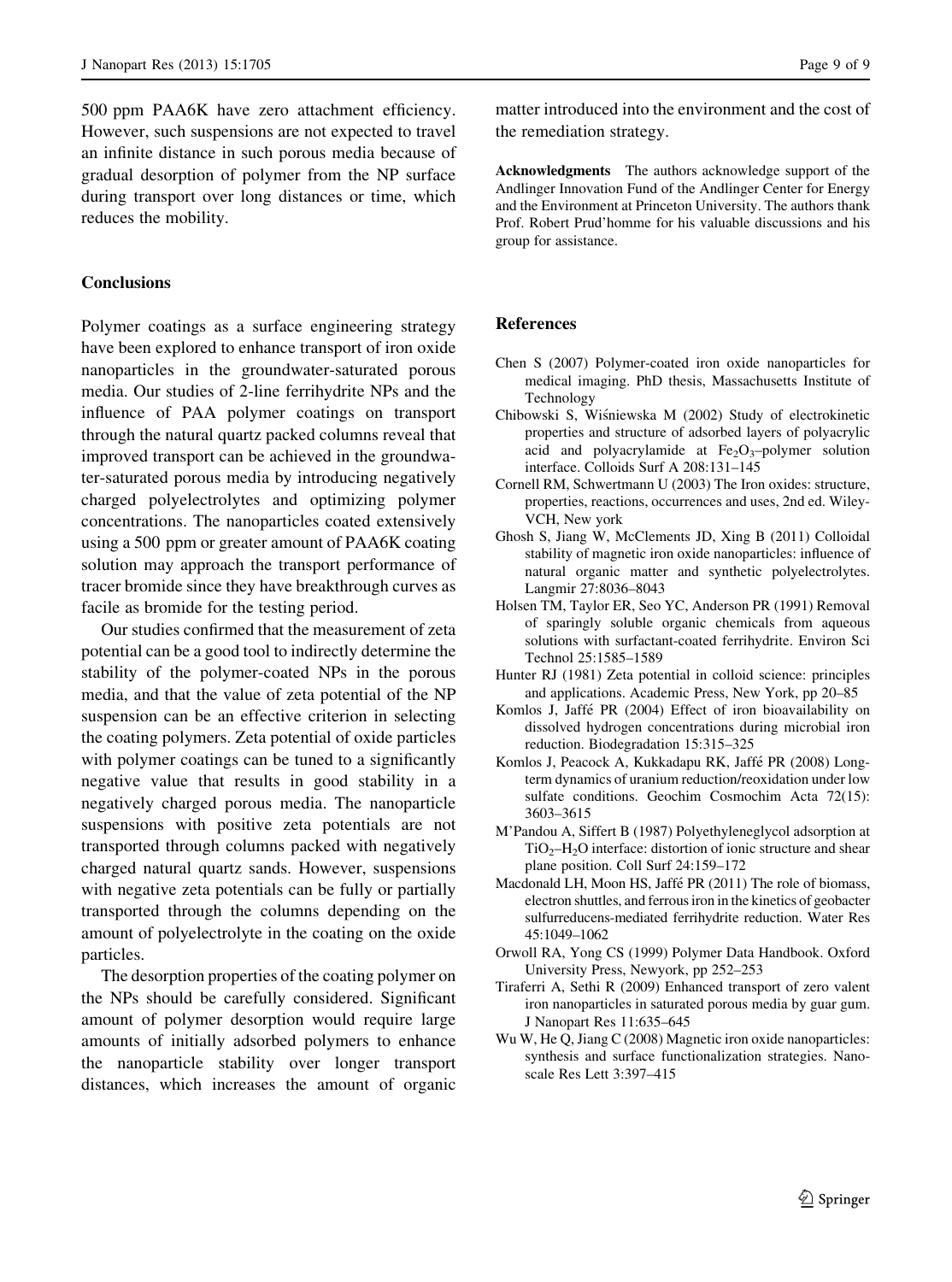500 ppm PAA6K have zero attachment efficiency. However, such suspensions are not expected to travel an infinite distance in such porous media because of gradual desorption of polymer from the NP surface during transport over long distances or time, which reduces the mobility.

## Conclusions

Polymer coatings as a surface engineering strategy have been explored to enhance transport of iron oxide nanoparticles in the groundwater-saturated porous media. Our studies of 2-line ferrihydrite NPs and the influence of PAA polymer coatings on transport through the natural quartz packed columns reveal that improved transport can be achieved in the groundwater-saturated porous media by introducing negatively charged polyelectrolytes and optimizing polymer concentrations. The nanoparticles coated extensively using a 500 ppm or greater amount of PAA6K coating solution may approach the transport performance of tracer bromide since they have breakthrough curves as facile as bromide for the testing period.

Our studies confirmed that the measurement of zeta potential can be a good tool to indirectly determine the stability of the polymer-coated NPs in the porous media, and that the value of zeta potential of the NP suspension can be an effective criterion in selecting the coating polymers. Zeta potential of oxide particles with polymer coatings can be tuned to a significantly negative value that results in good stability in a negatively charged porous media. The nanoparticle suspensions with positive zeta potentials are not transported through columns packed with negatively charged natural quartz sands. However, suspensions with negative zeta potentials can be fully or partially transported through the columns depending on the amount of polyelectrolyte in the coating on the oxide particles.

The desorption properties of the coating polymer on the NPs should be carefully considered. Significant amount of polymer desorption would require large amounts of initially adsorbed polymers to enhance the nanoparticle stability over longer transport distances, which increases the amount of organic matter introduced into the environment and the cost of the remediation strategy.

**Acknowledgments** The authors acknowledge support of the Andlinger Innovation Fund of the Andlinger Center for Energy and the Environment at Princeton University. The authors thank Prof. Robert Prud'homme for his valuable discussions and his group for assistance.

## References

Chen S (2007) Polymer-coated iron oxide nanoparticles for medical imaging. PhD thesis, Massachusetts Institute of Technology

Chibowski S, Wiśniewska M (2002) Study of electrokinetic properties and structure of adsorbed layers of polyacrylic acid and polyacrylamide at $Fe_2O_3$–polymer solution interface. Colloids Surf A 208:131–145

Cornell RM, Schwertmann U (2003) The Iron oxides: structure, properties, reactions, occurrences and uses, 2nd ed. Wiley-VCH, New york

Ghosh S, Jiang W, McClements JD, Xing B (2011) Colloidal stability of magnetic iron oxide nanoparticles: influence of natural organic matter and synthetic polyelectrolytes. Langmir 27:8036–8043

Holsen TM, Taylor ER, Seo YC, Anderson PR (1991) Removal of sparingly soluble organic chemicals from aqueous solutions with surfactant-coated ferrihydrite. Environ Sci Technol 25:1585–1589

Hunter RJ (1981) Zeta potential in colloid science: principles and applications. Academic Press, New York, pp 20–85

Komlos J, Jaffé PR (2004) Effect of iron bioavailability on dissolved hydrogen concentrations during microbial iron reduction. Biodegradation 15:315–325

Komlos J, Peacock A, Kukkadapu RK, Jaffé PR (2008) Long-term dynamics of uranium reduction/reoxidation under low sulfate conditions. Geochim Cosmochim Acta 72(15): 3603–3615

M'Pandou A, Siffert B (1987) Polyethyleneglycol adsorption at $TiO_2$–$H_2O$ interface: distortion of ionic structure and shear plane position. Coll Surf 24:159–172

Macdonald LH, Moon HS, Jaffé PR (2011) The role of biomass, electron shuttles, and ferrous iron in the kinetics of geobacter sulfurreducens-mediated ferrihydrite reduction. Water Res 45:1049–1062

Orwoll RA, Yong CS (1999) Polymer Data Handbook. Oxford University Press, Newyork, pp 252–253

Tiraferri A, Sethi R (2009) Enhanced transport of zero valent iron nanoparticles in saturated porous media by guar gum. J Nanopart Res 11:635–645

Wu W, He Q, Jiang C (2008) Magnetic iron oxide nanoparticles: synthesis and surface functionalization strategies. Nanoscale Res Lett 3:397–415